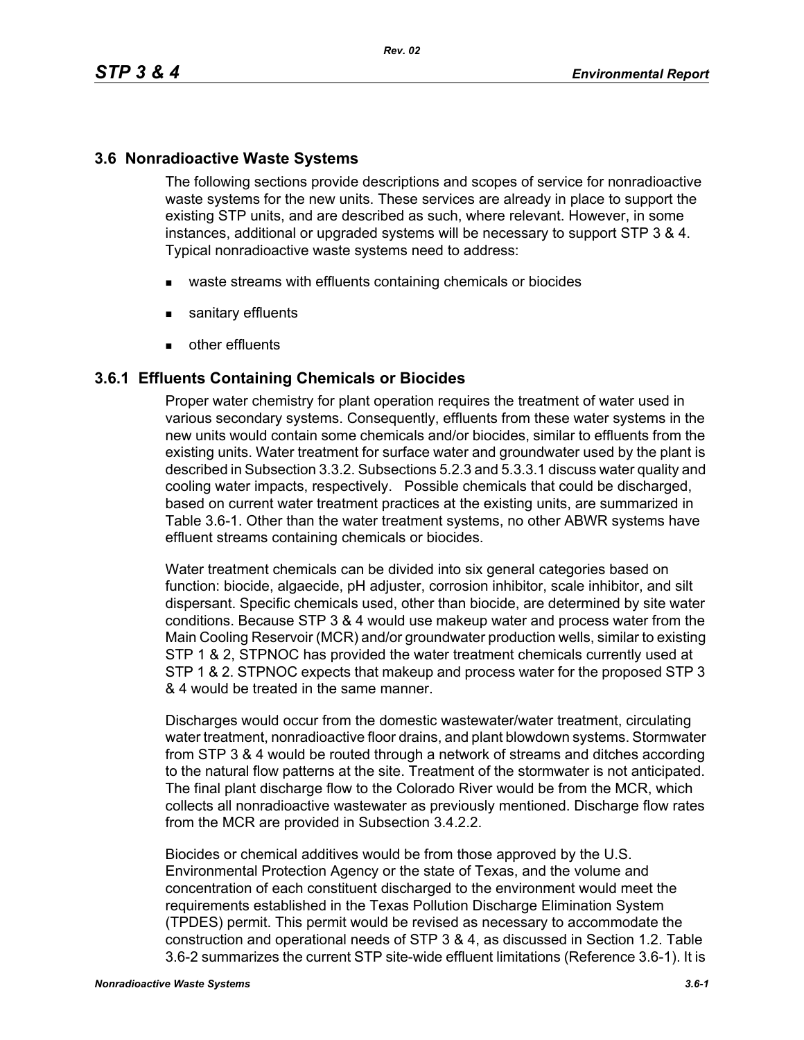## 3.6 Nonradioactive Waste Systems

The following sections provide descriptions and scopes of service for nonradioactive waste systems for the new units. These services are already in place to support the existing STP units, and are described as such, where relevant. However, in some instances, additional or upgraded systems will be necessary to support STP 3 & 4. Typical nonradioactive waste systems need to address:

- waste streams with effluents containing chemicals or biocides
- sanitary effluents
- other effluents

### 3.6.1 Effluents Containing Chemicals or Biocides

Proper water chemistry for plant operation requires the treatment of water used in various secondary systems. Consequently, effluents from these water systems in the new units would contain some chemicals and/or biocides, similar to effluents from the existing units. Water treatment for surface water and groundwater used by the plant is described in Subsection 3.3.2. Subsections 5.2.3 and 5.3.3.1 discuss water quality and cooling water impacts, respectively. Possible chemicals that could be discharged, based on current water treatment practices at the existing units, are summarized in Table 3.6-1. Other than the water treatment systems, no other ABWR systems have effluent streams containing chemicals or biocides.

Water treatment chemicals can be divided into six general categories based on function: biocide, algaecide, pH adjuster, corrosion inhibitor, scale inhibitor, and silt dispersant. Specific chemicals used, other than biocide, are determined by site water conditions. Because STP 3 & 4 would use makeup water and process water from the Main Cooling Reservoir (MCR) and/or groundwater production wells, similar to existing STP 1 & 2, STPNOC has provided the water treatment chemicals currently used at STP 1 & 2. STPNOC expects that makeup and process water for the proposed STP 3 & 4 would be treated in the same manner.

Discharges would occur from the domestic wastewater/water treatment, circulating water treatment, nonradioactive floor drains, and plant blowdown systems. Stormwater from STP 3 & 4 would be routed through a network of streams and ditches according to the natural flow patterns at the site. Treatment of the stormwater is not anticipated. The final plant discharge flow to the Colorado River would be from the MCR, which collects all nonradioactive wastewater as previously mentioned. Discharge flow rates from the MCR are provided in Subsection 3.4.2.2.

Biocides or chemical additives would be from those approved by the U.S. Environmental Protection Agency or the state of Texas, and the volume and concentration of each constituent discharged to the environment would meet the requirements established in the Texas Pollution Discharge Elimination System (TPDES) permit. This permit would be revised as necessary to accommodate the construction and operational needs of STP 3 & 4, as discussed in Section 1.2. Table 3.6-2 summarizes the current STP site-wide effluent limitations (Reference 3.6-1). It is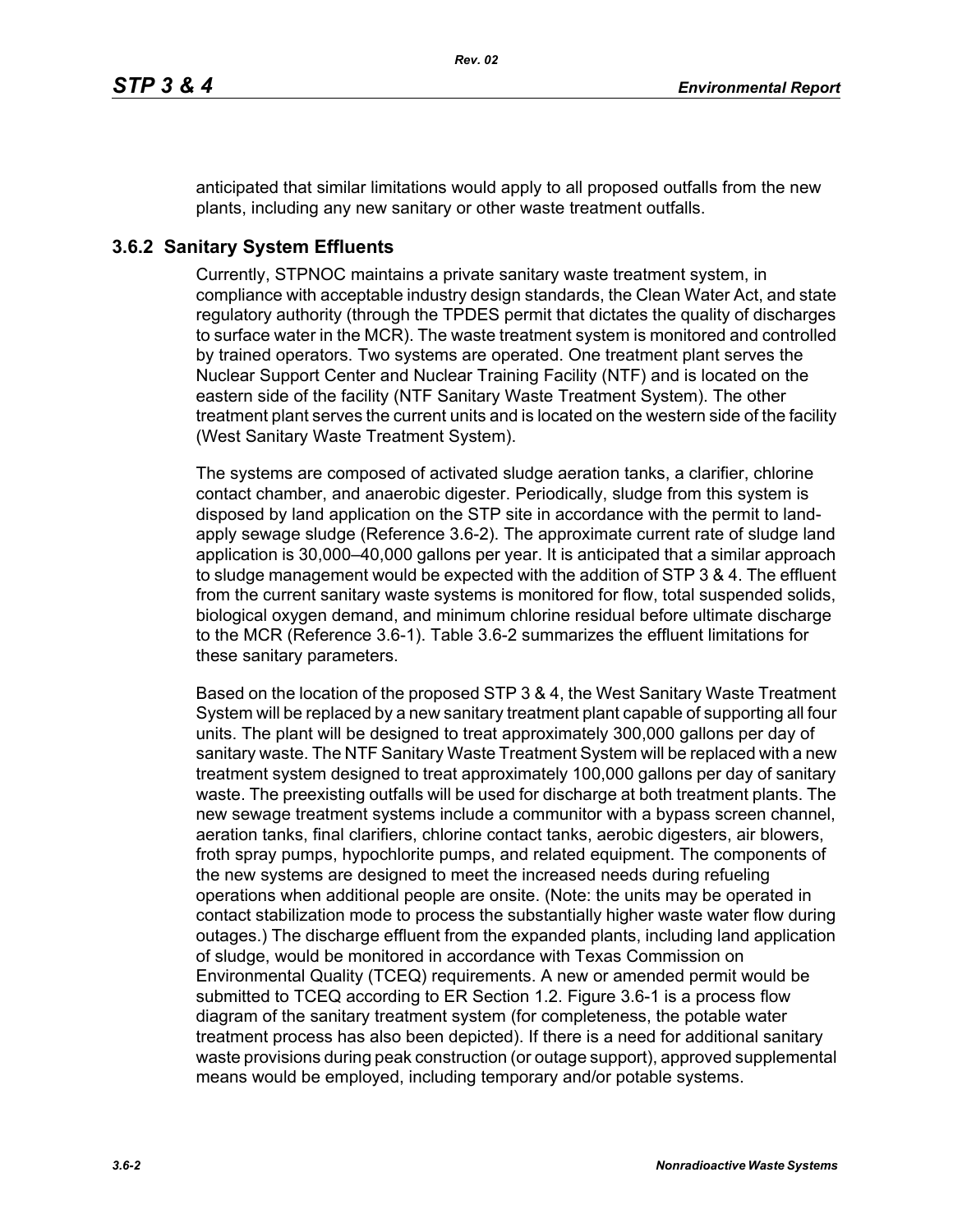anticipated that similar limitations would apply to all proposed outfalls from the new plants, including any new sanitary or other waste treatment outfalls.

### 3.6.2 Sanitary System Effluents

Currently, STPNOC maintains a private sanitary waste treatment system, in compliance with acceptable industry design standards, the Clean Water Act, and state regulatory authority (through the TPDES permit that dictates the quality of discharges to surface water in the MCR). The waste treatment system is monitored and controlled by trained operators. Two systems are operated. One treatment plant serves the Nuclear Support Center and Nuclear Training Facility (NTF) and is located on the eastern side of the facility (NTF Sanitary Waste Treatment System). The other treatment plant serves the current units and is located on the western side of the facility (West Sanitary Waste Treatment System).

The systems are composed of activated sludge aeration tanks, a clarifier, chlorine contact chamber, and anaerobic digester. Periodically, sludge from this system is disposed by land application on the STP site in accordance with the permit to land-apply sewage sludge (Reference 3.6-2). The approximate current rate of sludge land application is 30,000–40,000 gallons per year. It is anticipated that a similar approach to sludge management would be expected with the addition of STP 3 & 4. The effluent from the current sanitary waste systems is monitored for flow, total suspended solids, biological oxygen demand, and minimum chlorine residual before ultimate discharge to the MCR (Reference 3.6-1). Table 3.6-2 summarizes the effluent limitations for these sanitary parameters.

Based on the location of the proposed STP 3 & 4, the West Sanitary Waste Treatment System will be replaced by a new sanitary treatment plant capable of supporting all four units. The plant will be designed to treat approximately 300,000 gallons per day of sanitary waste. The NTF Sanitary Waste Treatment System will be replaced with a new treatment system designed to treat approximately 100,000 gallons per day of sanitary waste. The preexisting outfalls will be used for discharge at both treatment plants. The new sewage treatment systems include a communitor with a bypass screen channel, aeration tanks, final clarifiers, chlorine contact tanks, aerobic digesters, air blowers, froth spray pumps, hypochlorite pumps, and related equipment. The components of the new systems are designed to meet the increased needs during refueling operations when additional people are onsite. (Note: the units may be operated in contact stabilization mode to process the substantially higher waste water flow during outages.) The discharge effluent from the expanded plants, including land application of sludge, would be monitored in accordance with Texas Commission on Environmental Quality (TCEQ) requirements. A new or amended permit would be submitted to TCEQ according to ER Section 1.2. Figure 3.6-1 is a process flow diagram of the sanitary treatment system (for completeness, the potable water treatment process has also been depicted). If there is a need for additional sanitary waste provisions during peak construction (or outage support), approved supplemental means would be employed, including temporary and/or potable systems.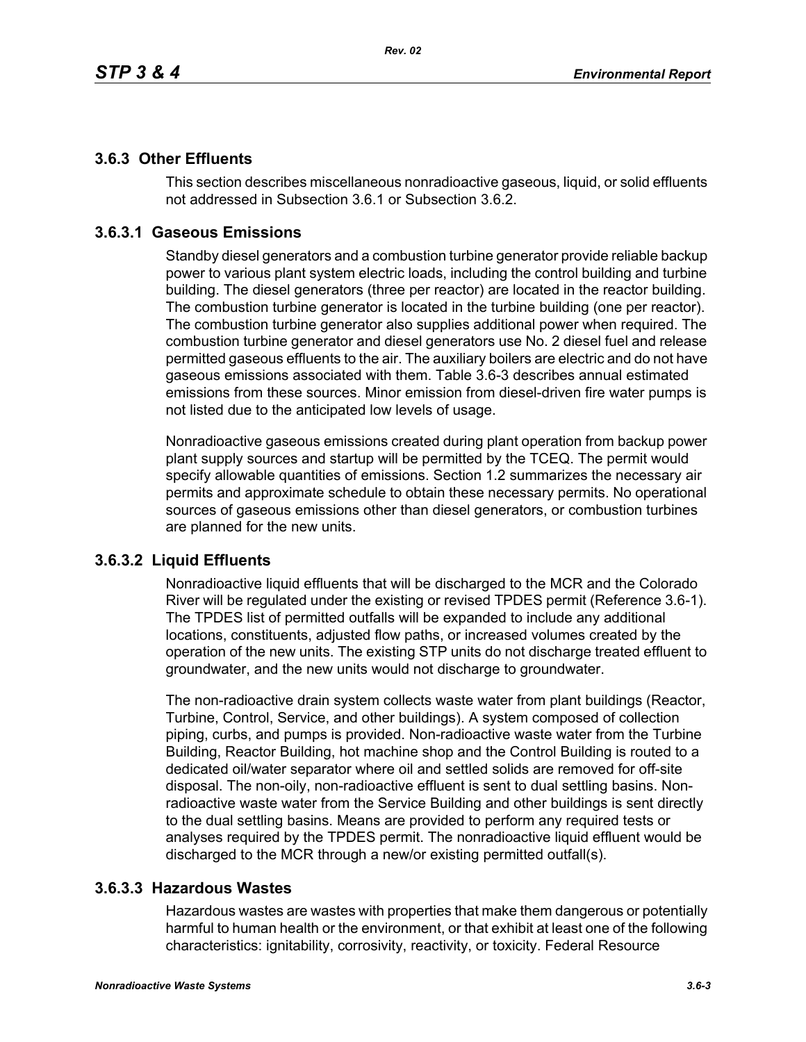### 3.6.3 Other Effluents

This section describes miscellaneous nonradioactive gaseous, liquid, or solid effluents not addressed in Subsection 3.6.1 or Subsection 3.6.2.

### 3.6.3.1 Gaseous Emissions

Standby diesel generators and a combustion turbine generator provide reliable backup power to various plant system electric loads, including the control building and turbine building. The diesel generators (three per reactor) are located in the reactor building. The combustion turbine generator is located in the turbine building (one per reactor). The combustion turbine generator also supplies additional power when required. The combustion turbine generator and diesel generators use No. 2 diesel fuel and release permitted gaseous effluents to the air. The auxiliary boilers are electric and do not have gaseous emissions associated with them. Table 3.6-3 describes annual estimated emissions from these sources. Minor emission from diesel-driven fire water pumps is not listed due to the anticipated low levels of usage.

Nonradioactive gaseous emissions created during plant operation from backup power plant supply sources and startup will be permitted by the TCEQ. The permit would specify allowable quantities of emissions. Section 1.2 summarizes the necessary air permits and approximate schedule to obtain these necessary permits. No operational sources of gaseous emissions other than diesel generators, or combustion turbines are planned for the new units.

### 3.6.3.2 Liquid Effluents

Nonradioactive liquid effluents that will be discharged to the MCR and the Colorado River will be regulated under the existing or revised TPDES permit (Reference 3.6-1). The TPDES list of permitted outfalls will be expanded to include any additional locations, constituents, adjusted flow paths, or increased volumes created by the operation of the new units. The existing STP units do not discharge treated effluent to groundwater, and the new units would not discharge to groundwater.

The non-radioactive drain system collects waste water from plant buildings (Reactor, Turbine, Control, Service, and other buildings). A system composed of collection piping, curbs, and pumps is provided. Non-radioactive waste water from the Turbine Building, Reactor Building, hot machine shop and the Control Building is routed to a dedicated oil/water separator where oil and settled solids are removed for off-site disposal. The non-oily, non-radioactive effluent is sent to dual settling basins. Non-radioactive waste water from the Service Building and other buildings is sent directly to the dual settling basins. Means are provided to perform any required tests or analyses required by the TPDES permit. The nonradioactive liquid effluent would be discharged to the MCR through a new/or existing permitted outfall(s).

### 3.6.3.3 Hazardous Wastes

Hazardous wastes are wastes with properties that make them dangerous or potentially harmful to human health or the environment, or that exhibit at least one of the following characteristics: ignitability, corrosivity, reactivity, or toxicity. Federal Resource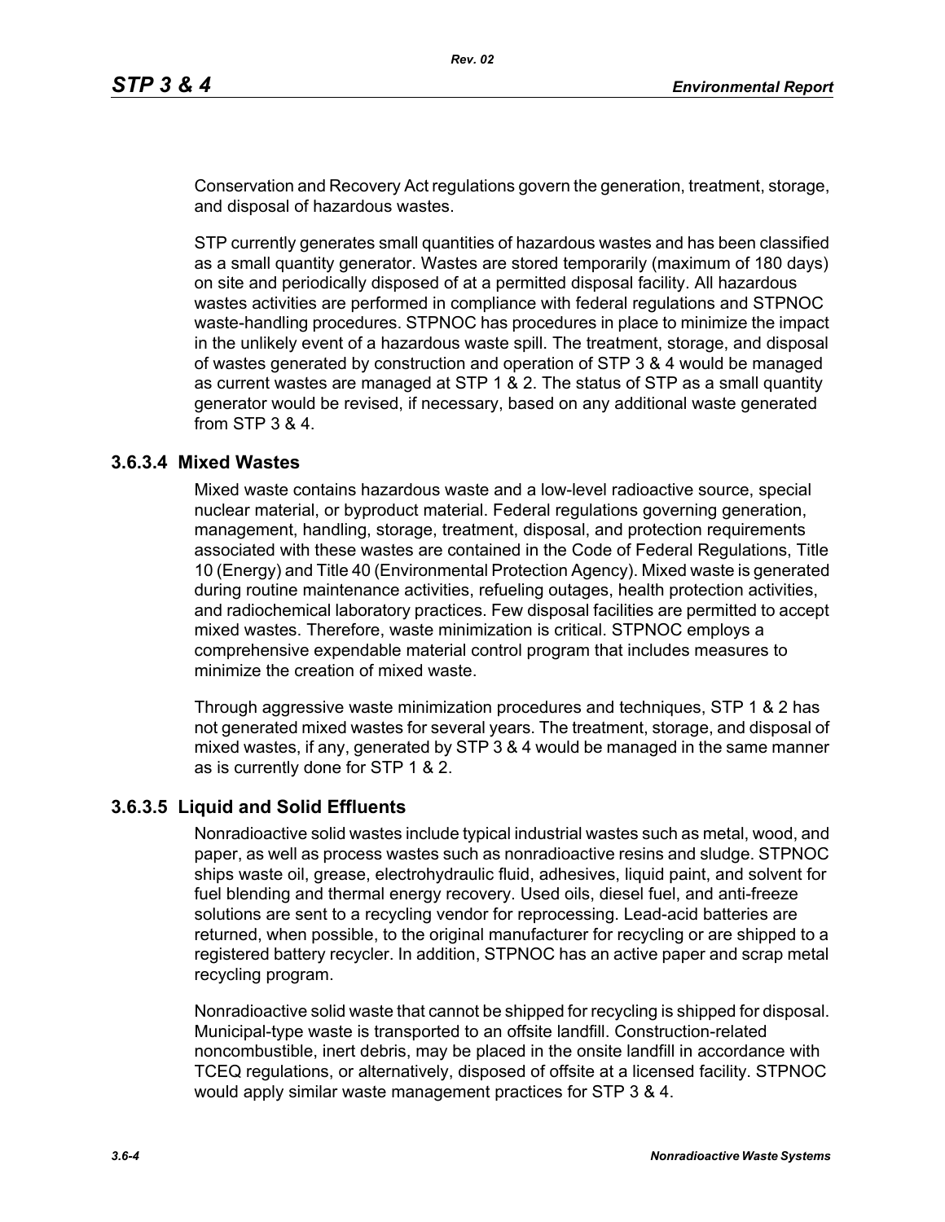Conservation and Recovery Act regulations govern the generation, treatment, storage, and disposal of hazardous wastes.

STP currently generates small quantities of hazardous wastes and has been classified as a small quantity generator. Wastes are stored temporarily (maximum of 180 days) on site and periodically disposed of at a permitted disposal facility. All hazardous wastes activities are performed in compliance with federal regulations and STPNOC waste-handling procedures. STPNOC has procedures in place to minimize the impact in the unlikely event of a hazardous waste spill. The treatment, storage, and disposal of wastes generated by construction and operation of STP 3 & 4 would be managed as current wastes are managed at STP 1 & 2. The status of STP as a small quantity generator would be revised, if necessary, based on any additional waste generated from STP 3 & 4.

### 3.6.3.4 Mixed Wastes

Mixed waste contains hazardous waste and a low-level radioactive source, special nuclear material, or byproduct material. Federal regulations governing generation, management, handling, storage, treatment, disposal, and protection requirements associated with these wastes are contained in the Code of Federal Regulations, Title 10 (Energy) and Title 40 (Environmental Protection Agency). Mixed waste is generated during routine maintenance activities, refueling outages, health protection activities, and radiochemical laboratory practices. Few disposal facilities are permitted to accept mixed wastes. Therefore, waste minimization is critical. STPNOC employs a comprehensive expendable material control program that includes measures to minimize the creation of mixed waste.

Through aggressive waste minimization procedures and techniques, STP 1 & 2 has not generated mixed wastes for several years. The treatment, storage, and disposal of mixed wastes, if any, generated by STP 3 & 4 would be managed in the same manner as is currently done for STP 1 & 2.

### 3.6.3.5 Liquid and Solid Effluents

Nonradioactive solid wastes include typical industrial wastes such as metal, wood, and paper, as well as process wastes such as nonradioactive resins and sludge. STPNOC ships waste oil, grease, electrohydraulic fluid, adhesives, liquid paint, and solvent for fuel blending and thermal energy recovery. Used oils, diesel fuel, and anti-freeze solutions are sent to a recycling vendor for reprocessing. Lead-acid batteries are returned, when possible, to the original manufacturer for recycling or are shipped to a registered battery recycler. In addition, STPNOC has an active paper and scrap metal recycling program.

Nonradioactive solid waste that cannot be shipped for recycling is shipped for disposal. Municipal-type waste is transported to an offsite landfill. Construction-related noncombustible, inert debris, may be placed in the onsite landfill in accordance with TCEQ regulations, or alternatively, disposed of offsite at a licensed facility. STPNOC would apply similar waste management practices for STP 3 & 4.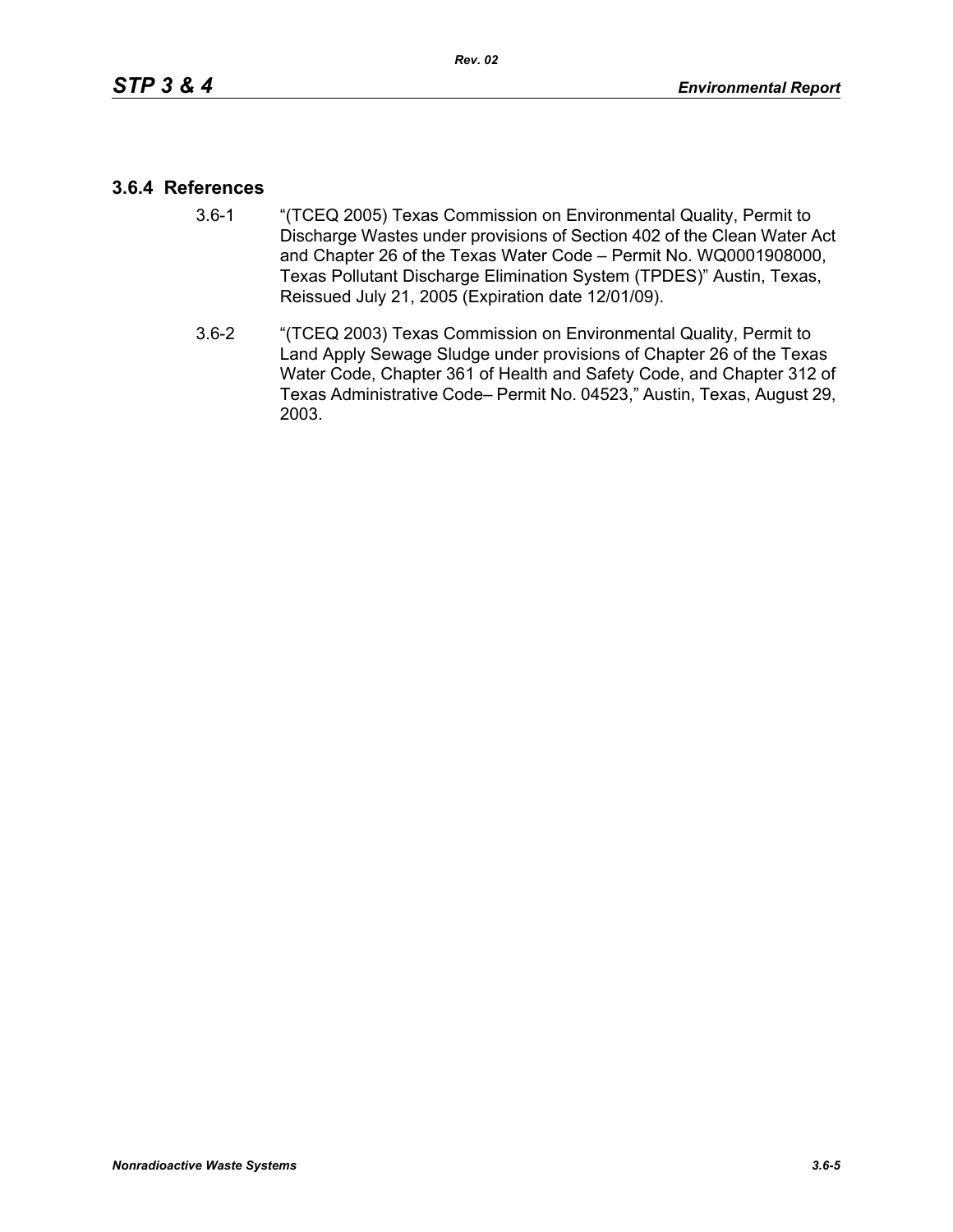### 3.6.4 References

3.6-1 “(TCEQ 2005) Texas Commission on Environmental Quality, Permit to Discharge Wastes under provisions of Section 402 of the Clean Water Act and Chapter 26 of the Texas Water Code – Permit No. WQ0001908000, Texas Pollutant Discharge Elimination System (TPDES)” Austin, Texas, Reissued July 21, 2005 (Expiration date 12/01/09).

3.6-2 “(TCEQ 2003) Texas Commission on Environmental Quality, Permit to Land Apply Sewage Sludge under provisions of Chapter 26 of the Texas Water Code, Chapter 361 of Health and Safety Code, and Chapter 312 of Texas Administrative Code– Permit No. 04523,” Austin, Texas, August 29, 2003.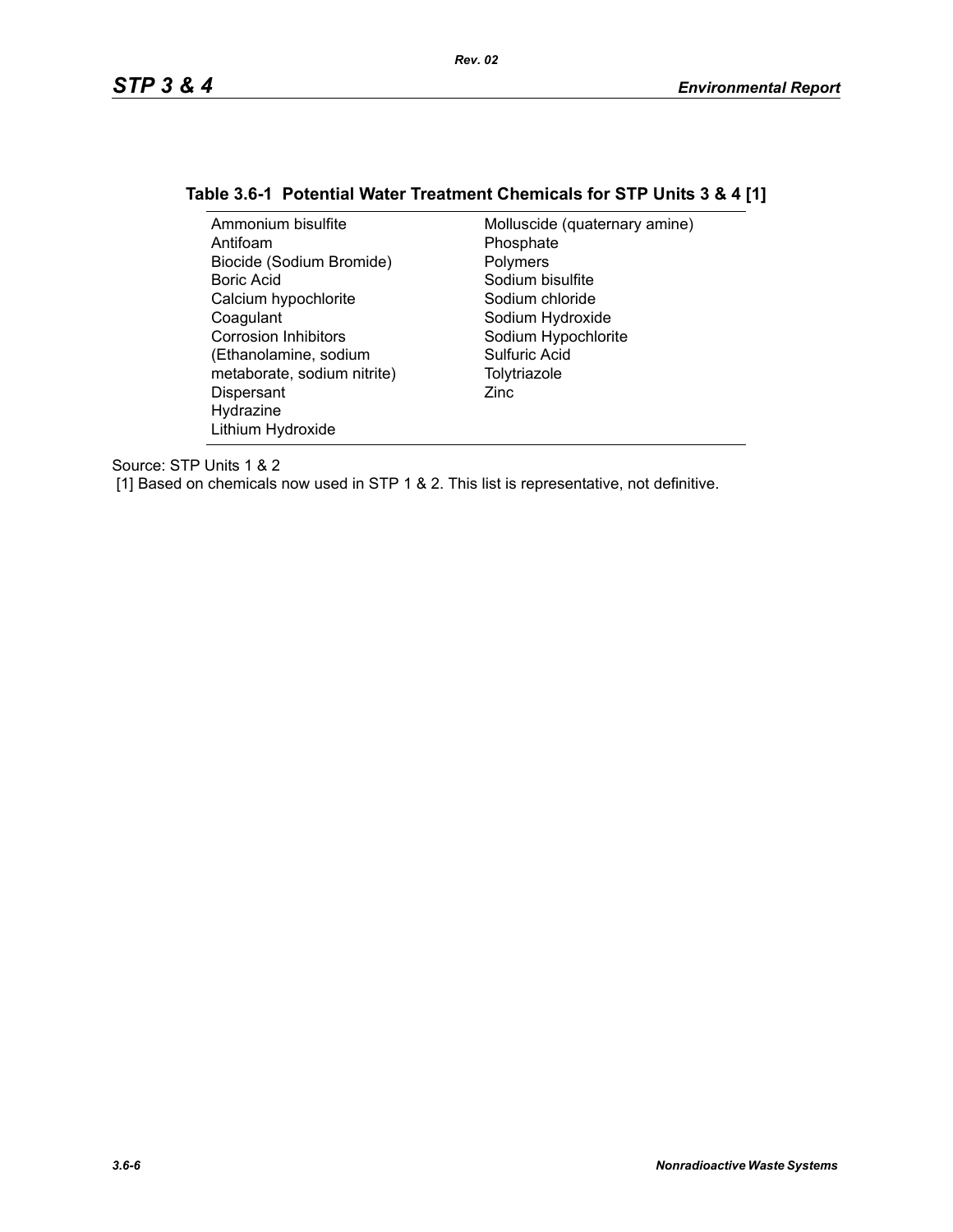### Table 3.6-1 Potential Water Treatment Chemicals for STP Units 3 & 4 [1]

| | |
|---|---|
| Ammonium bisulfite | Molluscide (quaternary amine) |
| Antifoam | Phosphate |
| Biocide (Sodium Bromide) | Polymers |
| Boric Acid | Sodium bisulfite |
| Calcium hypochlorite | Sodium chloride |
| Coagulant | Sodium Hydroxide |
| Corrosion Inhibitors (Ethanolamine, sodium metaborate, sodium nitrite) | Sodium Hypochlorite |
| Dispersant | Sulfuric Acid |
| Hydrazine | Tolytriazole |
| Lithium Hydroxide | Zinc |

Source: STP Units 1 & 2

[1] Based on chemicals now used in STP 1 & 2. This list is representative, not definitive.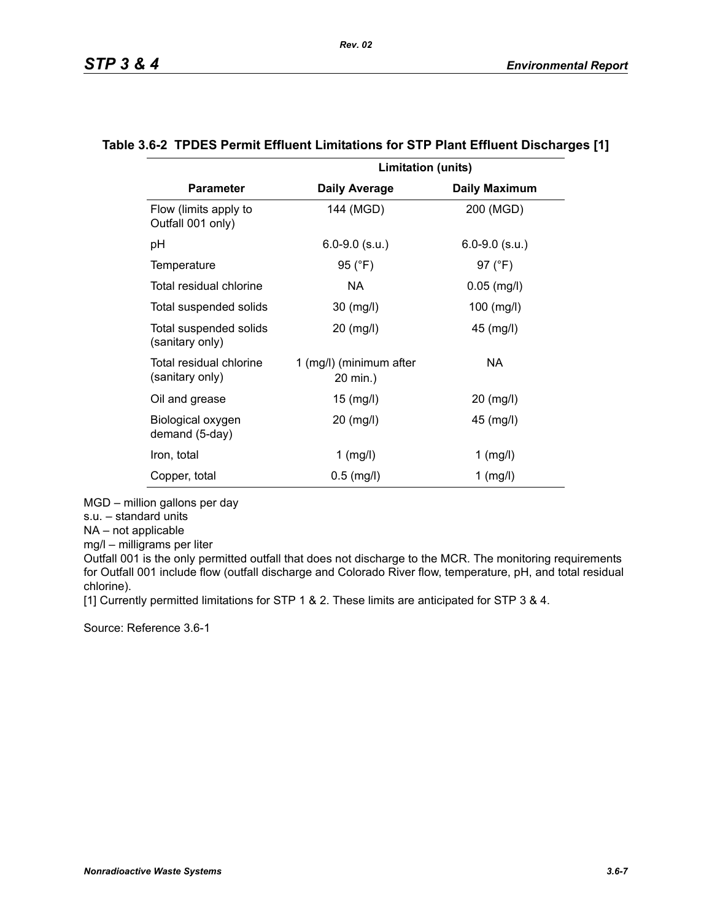**Table 3.6-2 TPDES Permit Effluent Limitations for STP Plant Effluent Discharges [1]**

| | Limitation (units) | |
|---|---|---|
| **Parameter** | **Daily Average** | **Daily Maximum** |
| Flow (limits apply to Outfall 001 only) | 144 (MGD) | 200 (MGD) |
| pH | 6.0-9.0 (s.u.) | 6.0-9.0 (s.u.) |
| Temperature | 95 (°F) | 97 (°F) |
| Total residual chlorine | NA | 0.05 (mg/l) |
| Total suspended solids | 30 (mg/l) | 100 (mg/l) |
| Total suspended solids (sanitary only) | 20 (mg/l) | 45 (mg/l) |
| Total residual chlorine (sanitary only) | 1 (mg/l) (minimum after 20 min.) | NA |
| Oil and grease | 15 (mg/l) | 20 (mg/l) |
| Biological oxygen demand (5-day) | 20 (mg/l) | 45 (mg/l) |
| Iron, total | 1 (mg/l) | 1 (mg/l) |
| Copper, total | 0.5 (mg/l) | 1 (mg/l) |

MGD – million gallons per day
s.u. – standard units
NA – not applicable
mg/l – milligrams per liter
Outfall 001 is the only permitted outfall that does not discharge to the MCR. The monitoring requirements for Outfall 001 include flow (outfall discharge and Colorado River flow, temperature, pH, and total residual chlorine).
[1] Currently permitted limitations for STP 1 & 2. These limits are anticipated for STP 3 & 4.

Source: Reference 3.6-1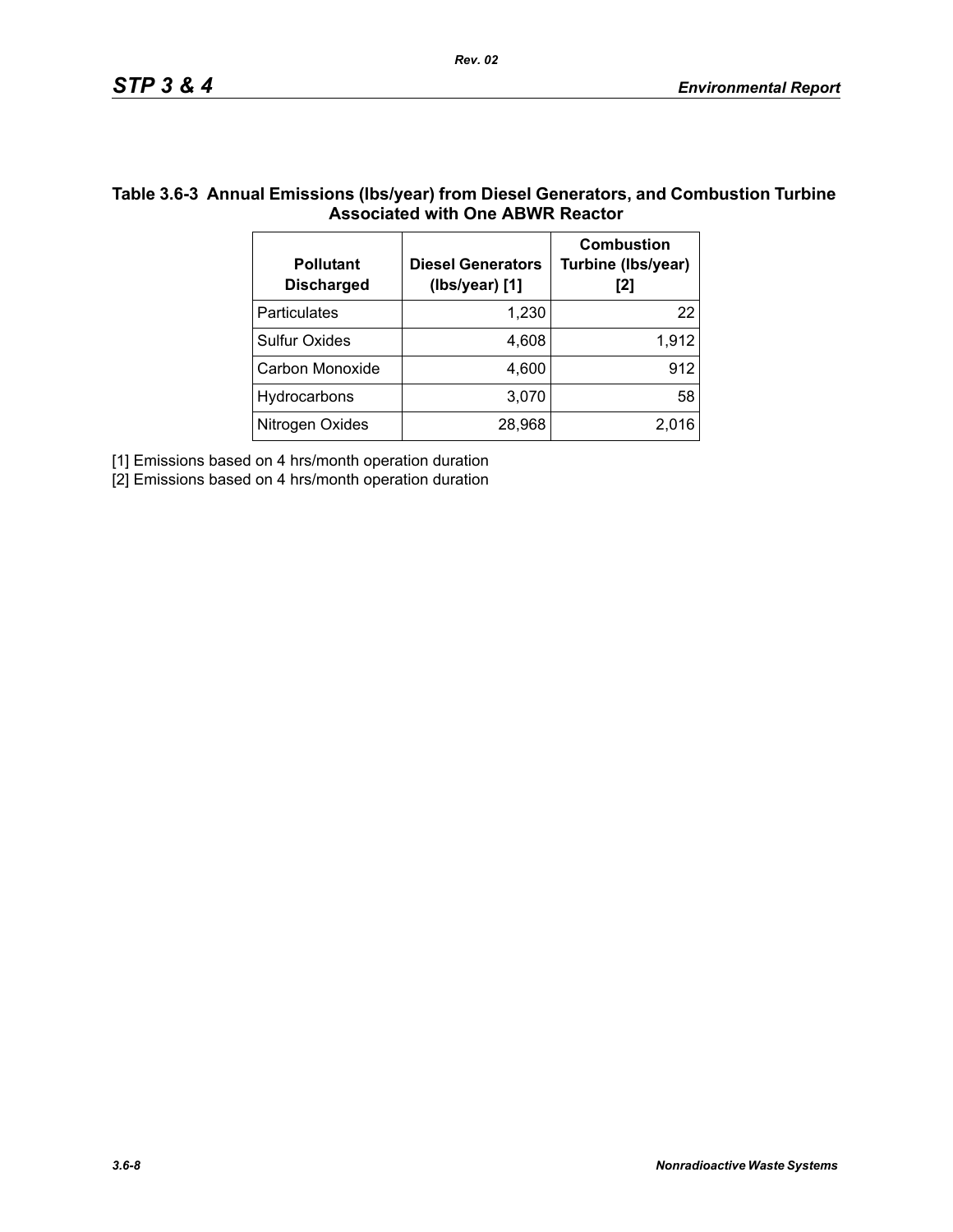**Table 3.6-3 Annual Emissions (lbs/year) from Diesel Generators, and Combustion Turbine Associated with One ABWR Reactor**

| Pollutant Discharged | Diesel Generators (lbs/year) [1] | Combustion Turbine (lbs/year) [2] |
|---|---|---|
| Particulates | 1,230 | 22 |
| Sulfur Oxides | 4,608 | 1,912 |
| Carbon Monoxide | 4,600 | 912 |
| Hydrocarbons | 3,070 | 58 |
| Nitrogen Oxides | 28,968 | 2,016 |

[1] Emissions based on 4 hrs/month operation duration

[2] Emissions based on 4 hrs/month operation duration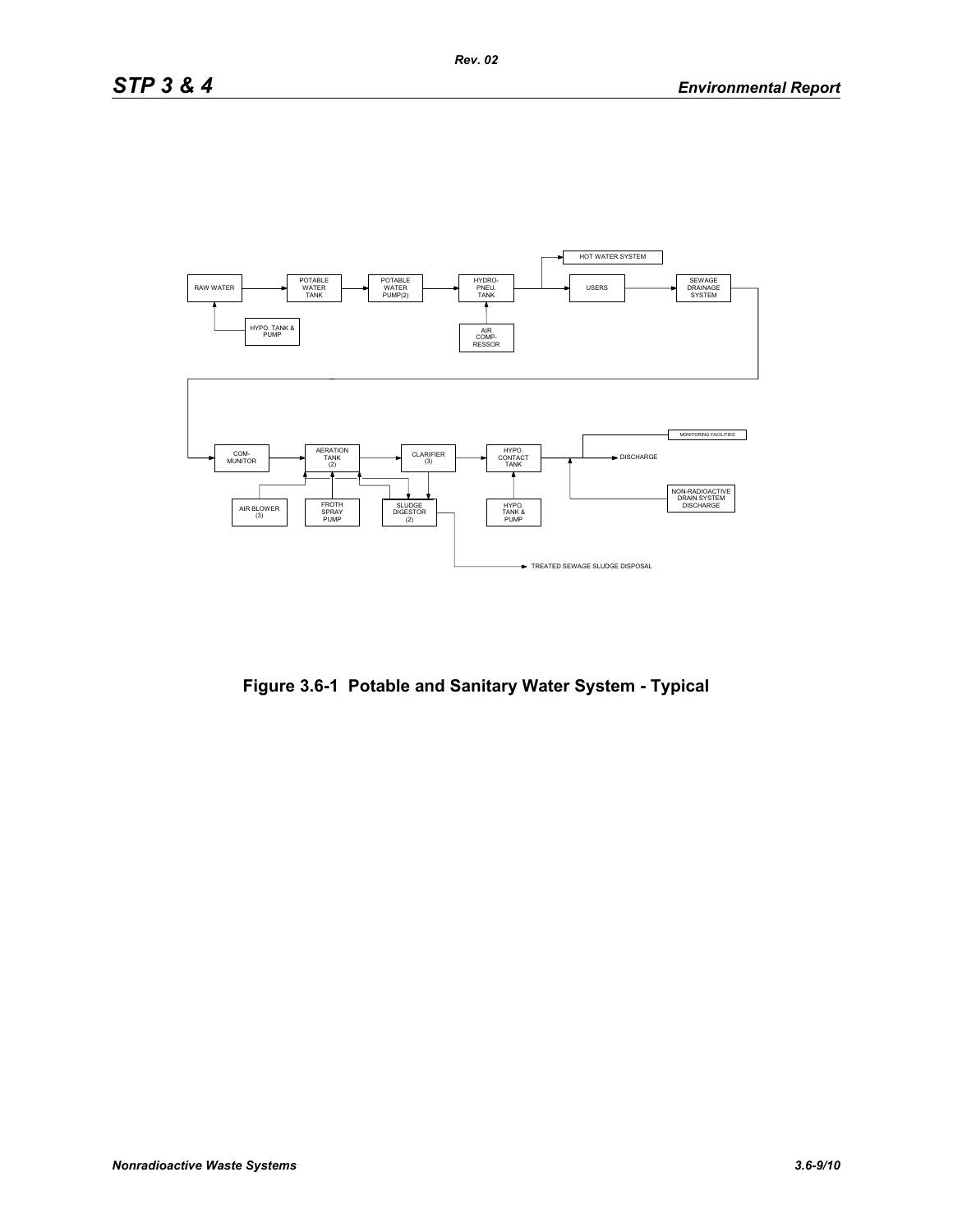RAW WATER

POTABLE WATER TANK

POTABLE WATER PUMP(2)

HYDRO-PNEU. TANK

HOT WATER SYSTEM

USERS

SEWAGE DRAINAGE SYSTEM

HYPO. TANK & PUMP

AIR COMP-RESSOR

COM-MUNITOR

AERATION TANK (2)

CLARIFIER (3)

HYPO. CONTACT TANK

MONITORING FACILITIES

DISCHARGE

NON-RADIOACTIVE DRAIN SYSTEM DISCHARGE

AIR BLOWER (3)

FROTH SPRAY PUMP

SLUDGE DIGESTOR (2)

HYPO. TANK & PUMP

TREATED SEWAGE SLUDGE DISPOSAL

**Figure 3.6-1 Potable and Sanitary Water System - Typical**